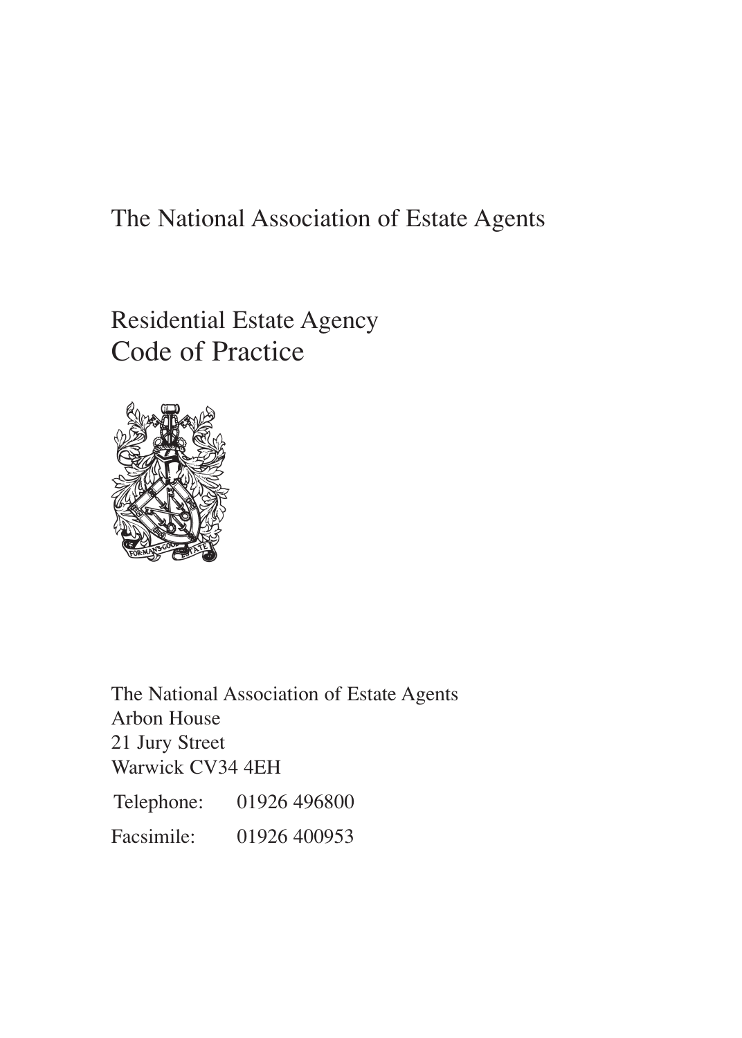The National Association of Estate Agents

# Residential Estate Agency
# Code of Practice

The National Association of Estate Agents
Arbon House
21 Jury Street
Warwick CV34 4EH

Telephone: 01926 496800

Facsimile: 01926 400953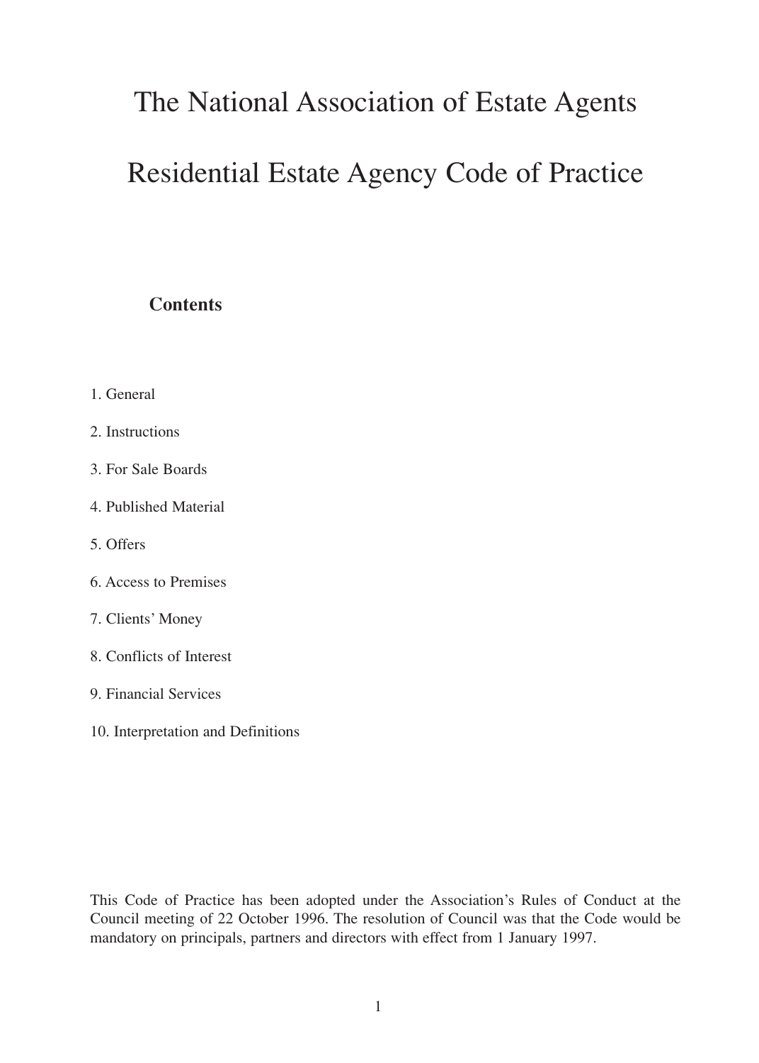# The National Association of Estate Agents

# Residential Estate Agency Code of Practice

## Contents

1. General
2. Instructions
3. For Sale Boards
4. Published Material
5. Offers
6. Access to Premises
7. Clients' Money
8. Conflicts of Interest
9. Financial Services
10. Interpretation and Definitions

This Code of Practice has been adopted under the Association's Rules of Conduct at the Council meeting of 22 October 1996. The resolution of Council was that the Code would be mandatory on principals, partners and directors with effect from 1 January 1997.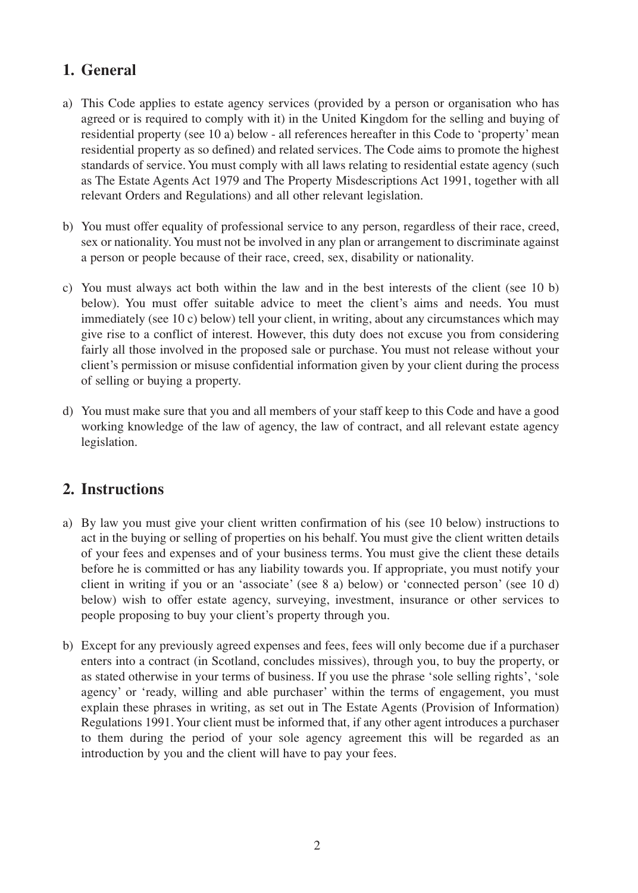## 1. General

a) This Code applies to estate agency services (provided by a person or organisation who has agreed or is required to comply with it) in the United Kingdom for the selling and buying of residential property (see 10 a) below - all references hereafter in this Code to 'property' mean residential property as so defined) and related services. The Code aims to promote the highest standards of service. You must comply with all laws relating to residential estate agency (such as The Estate Agents Act 1979 and The Property Misdescriptions Act 1991, together with all relevant Orders and Regulations) and all other relevant legislation.

b) You must offer equality of professional service to any person, regardless of their race, creed, sex or nationality. You must not be involved in any plan or arrangement to discriminate against a person or people because of their race, creed, sex, disability or nationality.

c) You must always act both within the law and in the best interests of the client (see 10 b) below). You must offer suitable advice to meet the client's aims and needs. You must immediately (see 10 c) below) tell your client, in writing, about any circumstances which may give rise to a conflict of interest. However, this duty does not excuse you from considering fairly all those involved in the proposed sale or purchase. You must not release without your client's permission or misuse confidential information given by your client during the process of selling or buying a property.

d) You must make sure that you and all members of your staff keep to this Code and have a good working knowledge of the law of agency, the law of contract, and all relevant estate agency legislation.

## 2. Instructions

a) By law you must give your client written confirmation of his (see 10 below) instructions to act in the buying or selling of properties on his behalf. You must give the client written details of your fees and expenses and of your business terms. You must give the client these details before he is committed or has any liability towards you. If appropriate, you must notify your client in writing if you or an 'associate' (see 8 a) below) or 'connected person' (see 10 d) below) wish to offer estate agency, surveying, investment, insurance or other services to people proposing to buy your client's property through you.

b) Except for any previously agreed expenses and fees, fees will only become due if a purchaser enters into a contract (in Scotland, concludes missives), through you, to buy the property, or as stated otherwise in your terms of business. If you use the phrase 'sole selling rights', 'sole agency' or 'ready, willing and able purchaser' within the terms of engagement, you must explain these phrases in writing, as set out in The Estate Agents (Provision of Information) Regulations 1991. Your client must be informed that, if any other agent introduces a purchaser to them during the period of your sole agency agreement this will be regarded as an introduction by you and the client will have to pay your fees.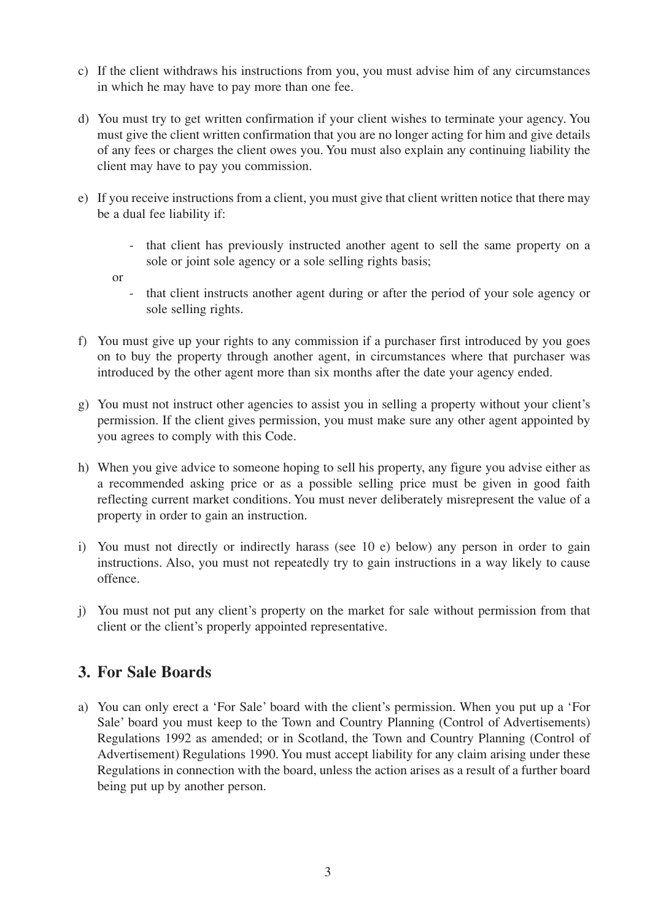c) If the client withdraws his instructions from you, you must advise him of any circumstances in which he may have to pay more than one fee.

d) You must try to get written confirmation if your client wishes to terminate your agency. You must give the client written confirmation that you are no longer acting for him and give details of any fees or charges the client owes you. You must also explain any continuing liability the client may have to pay you commission.

e) If you receive instructions from a client, you must give that client written notice that there may be a dual fee liability if:

   - that client has previously instructed another agent to sell the same property on a sole or joint sole agency or a sole selling rights basis;

   or

   - that client instructs another agent during or after the period of your sole agency or sole selling rights.

f) You must give up your rights to any commission if a purchaser first introduced by you goes on to buy the property through another agent, in circumstances where that purchaser was introduced by the other agent more than six months after the date your agency ended.

g) You must not instruct other agencies to assist you in selling a property without your client's permission. If the client gives permission, you must make sure any other agent appointed by you agrees to comply with this Code.

h) When you give advice to someone hoping to sell his property, any figure you advise either as a recommended asking price or as a possible selling price must be given in good faith reflecting current market conditions. You must never deliberately misrepresent the value of a property in order to gain an instruction.

i) You must not directly or indirectly harass (see 10 e) below) any person in order to gain instructions. Also, you must not repeatedly try to gain instructions in a way likely to cause offence.

j) You must not put any client's property on the market for sale without permission from that client or the client's properly appointed representative.

## 3. For Sale Boards

a) You can only erect a 'For Sale' board with the client's permission. When you put up a 'For Sale' board you must keep to the Town and Country Planning (Control of Advertisements) Regulations 1992 as amended; or in Scotland, the Town and Country Planning (Control of Advertisement) Regulations 1990. You must accept liability for any claim arising under these Regulations in connection with the board, unless the action arises as a result of a further board being put up by another person.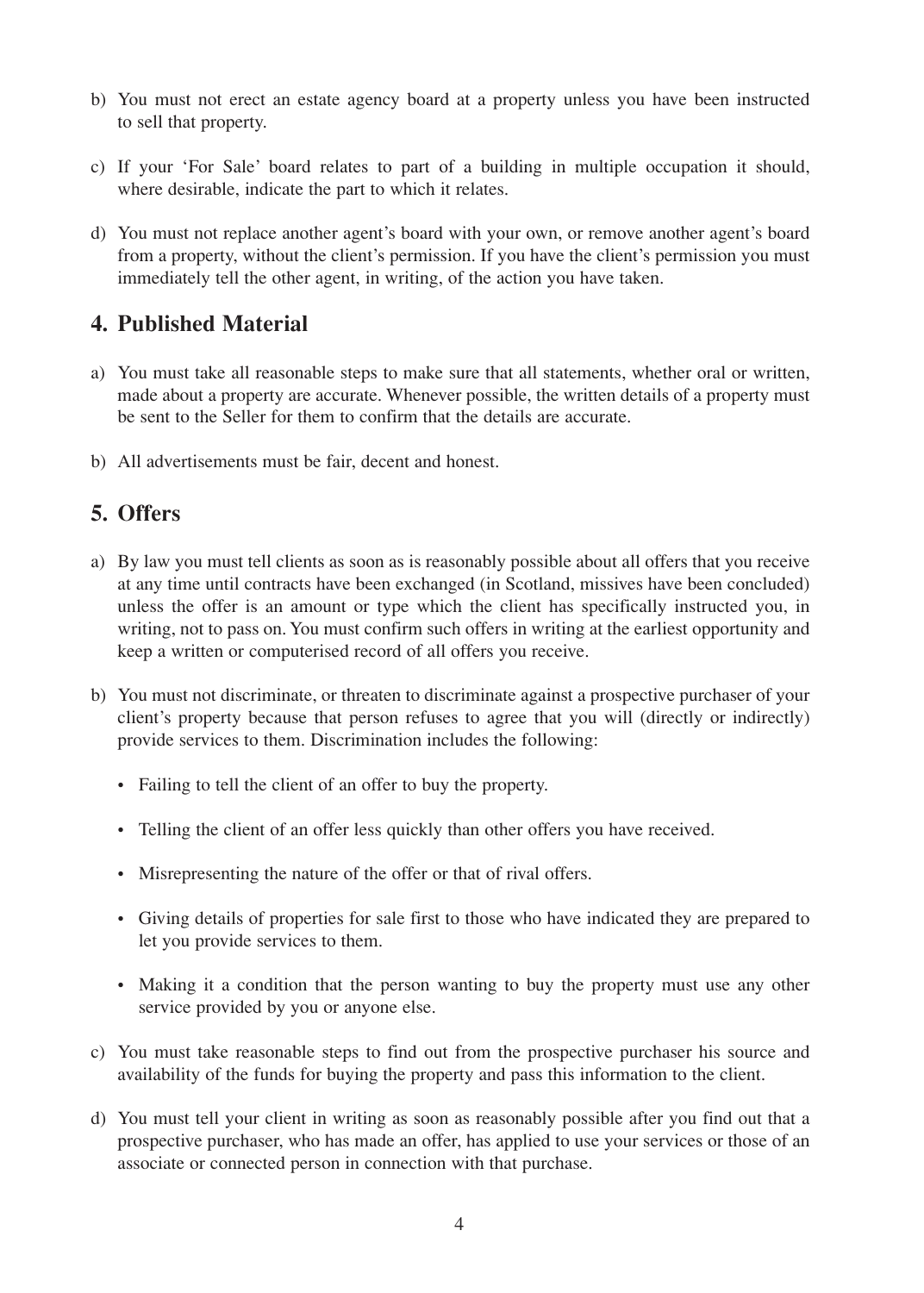b) You must not erect an estate agency board at a property unless you have been instructed to sell that property.

c) If your 'For Sale' board relates to part of a building in multiple occupation it should, where desirable, indicate the part to which it relates.

d) You must not replace another agent's board with your own, or remove another agent's board from a property, without the client's permission. If you have the client's permission you must immediately tell the other agent, in writing, of the action you have taken.

## 4. Published Material

a) You must take all reasonable steps to make sure that all statements, whether oral or written, made about a property are accurate. Whenever possible, the written details of a property must be sent to the Seller for them to confirm that the details are accurate.

b) All advertisements must be fair, decent and honest.

## 5. Offers

a) By law you must tell clients as soon as is reasonably possible about all offers that you receive at any time until contracts have been exchanged (in Scotland, missives have been concluded) unless the offer is an amount or type which the client has specifically instructed you, in writing, not to pass on. You must confirm such offers in writing at the earliest opportunity and keep a written or computerised record of all offers you receive.

b) You must not discriminate, or threaten to discriminate against a prospective purchaser of your client's property because that person refuses to agree that you will (directly or indirectly) provide services to them. Discrimination includes the following:

- Failing to tell the client of an offer to buy the property.
- Telling the client of an offer less quickly than other offers you have received.
- Misrepresenting the nature of the offer or that of rival offers.
- Giving details of properties for sale first to those who have indicated they are prepared to let you provide services to them.
- Making it a condition that the person wanting to buy the property must use any other service provided by you or anyone else.

c) You must take reasonable steps to find out from the prospective purchaser his source and availability of the funds for buying the property and pass this information to the client.

d) You must tell your client in writing as soon as reasonably possible after you find out that a prospective purchaser, who has made an offer, has applied to use your services or those of an associate or connected person in connection with that purchase.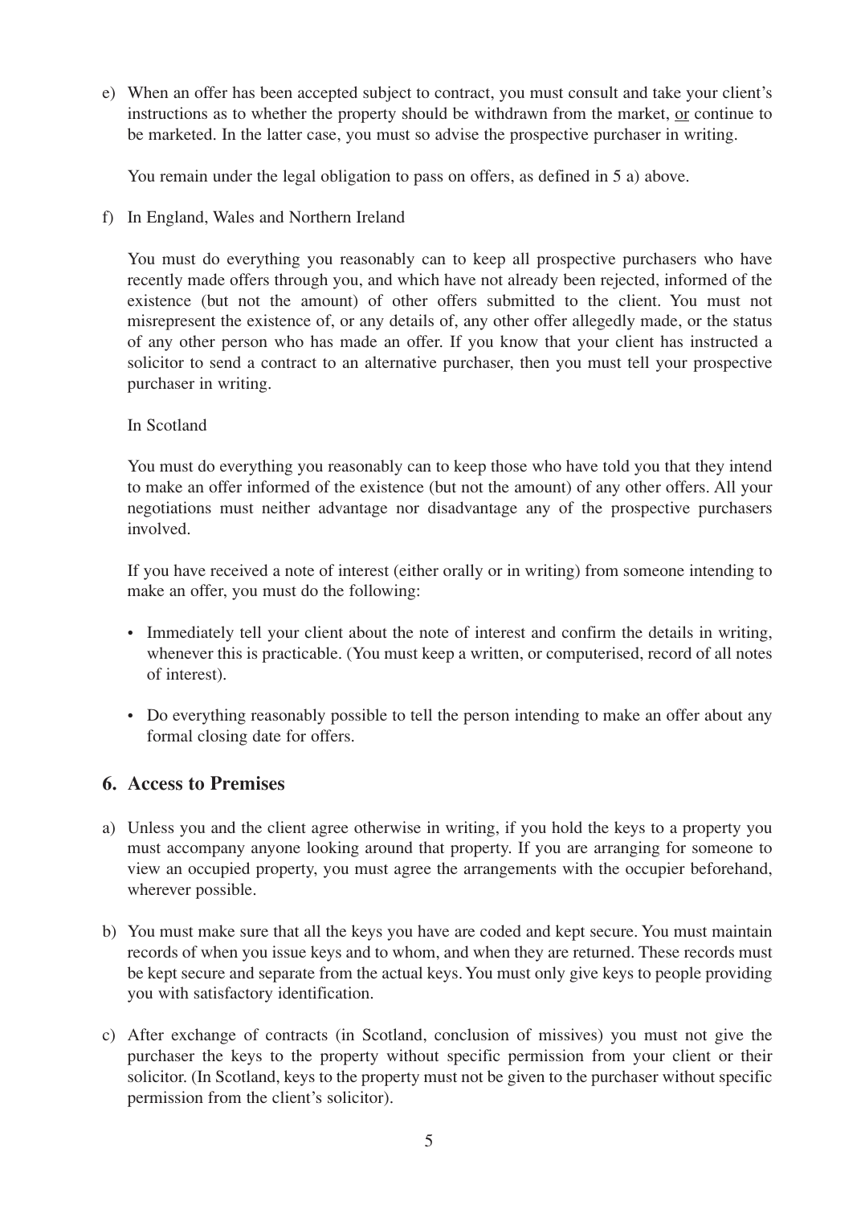e) When an offer has been accepted subject to contract, you must consult and take your client's instructions as to whether the property should be withdrawn from the market, or continue to be marketed. In the latter case, you must so advise the prospective purchaser in writing.

   You remain under the legal obligation to pass on offers, as defined in 5 a) above.

f) In England, Wales and Northern Ireland

   You must do everything you reasonably can to keep all prospective purchasers who have recently made offers through you, and which have not already been rejected, informed of the existence (but not the amount) of other offers submitted to the client. You must not misrepresent the existence of, or any details of, any other offer allegedly made, or the status of any other person who has made an offer. If you know that your client has instructed a solicitor to send a contract to an alternative purchaser, then you must tell your prospective purchaser in writing.

   In Scotland

   You must do everything you reasonably can to keep those who have told you that they intend to make an offer informed of the existence (but not the amount) of any other offers. All your negotiations must neither advantage nor disadvantage any of the prospective purchasers involved.

   If you have received a note of interest (either orally or in writing) from someone intending to make an offer, you must do the following:

   - Immediately tell your client about the note of interest and confirm the details in writing, whenever this is practicable. (You must keep a written, or computerised, record of all notes of interest).
   - Do everything reasonably possible to tell the person intending to make an offer about any formal closing date for offers.

## 6. Access to Premises

a) Unless you and the client agree otherwise in writing, if you hold the keys to a property you must accompany anyone looking around that property. If you are arranging for someone to view an occupied property, you must agree the arrangements with the occupier beforehand, wherever possible.

b) You must make sure that all the keys you have are coded and kept secure. You must maintain records of when you issue keys and to whom, and when they are returned. These records must be kept secure and separate from the actual keys. You must only give keys to people providing you with satisfactory identification.

c) After exchange of contracts (in Scotland, conclusion of missives) you must not give the purchaser the keys to the property without specific permission from your client or their solicitor. (In Scotland, keys to the property must not be given to the purchaser without specific permission from the client's solicitor).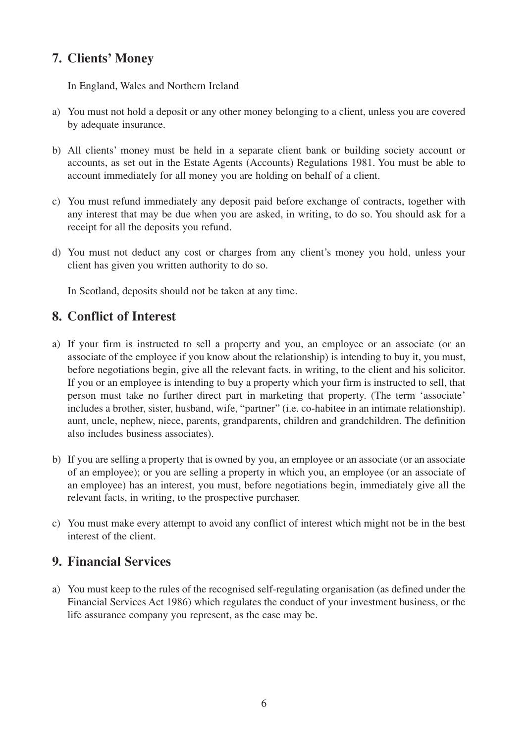## 7. Clients' Money

In England, Wales and Northern Ireland

a) You must not hold a deposit or any other money belonging to a client, unless you are covered by adequate insurance.

b) All clients' money must be held in a separate client bank or building society account or accounts, as set out in the Estate Agents (Accounts) Regulations 1981. You must be able to account immediately for all money you are holding on behalf of a client.

c) You must refund immediately any deposit paid before exchange of contracts, together with any interest that may be due when you are asked, in writing, to do so. You should ask for a receipt for all the deposits you refund.

d) You must not deduct any cost or charges from any client's money you hold, unless your client has given you written authority to do so.

In Scotland, deposits should not be taken at any time.

## 8. Conflict of Interest

a) If your firm is instructed to sell a property and you, an employee or an associate (or an associate of the employee if you know about the relationship) is intending to buy it, you must, before negotiations begin, give all the relevant facts. in writing, to the client and his solicitor. If you or an employee is intending to buy a property which your firm is instructed to sell, that person must take no further direct part in marketing that property. (The term 'associate' includes a brother, sister, husband, wife, "partner" (i.e. co-habitee in an intimate relationship). aunt, uncle, nephew, niece, parents, grandparents, children and grandchildren. The definition also includes business associates).

b) If you are selling a property that is owned by you, an employee or an associate (or an associate of an employee); or you are selling a property in which you, an employee (or an associate of an employee) has an interest, you must, before negotiations begin, immediately give all the relevant facts, in writing, to the prospective purchaser.

c) You must make every attempt to avoid any conflict of interest which might not be in the best interest of the client.

## 9. Financial Services

a) You must keep to the rules of the recognised self-regulating organisation (as defined under the Financial Services Act 1986) which regulates the conduct of your investment business, or the life assurance company you represent, as the case may be.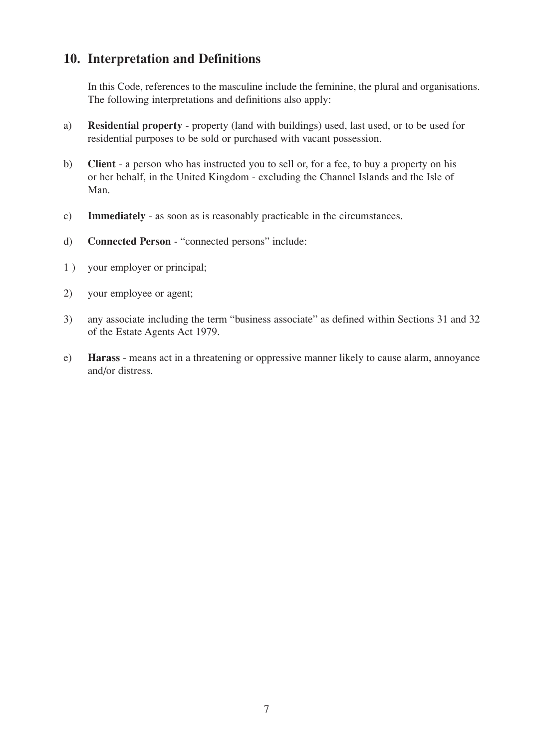## 10. Interpretation and Definitions

In this Code, references to the masculine include the feminine, the plural and organisations. The following interpretations and definitions also apply:

a) **Residential property** - property (land with buildings) used, last used, or to be used for residential purposes to be sold or purchased with vacant possession.

b) **Client** - a person who has instructed you to sell or, for a fee, to buy a property on his or her behalf, in the United Kingdom - excluding the Channel Islands and the Isle of Man.

c) **Immediately** - as soon as is reasonably practicable in the circumstances.

d) **Connected Person** - "connected persons" include:

1 ) your employer or principal;

2) your employee or agent;

3) any associate including the term "business associate" as defined within Sections 31 and 32 of the Estate Agents Act 1979.

e) **Harass** - means act in a threatening or oppressive manner likely to cause alarm, annoyance and/or distress.